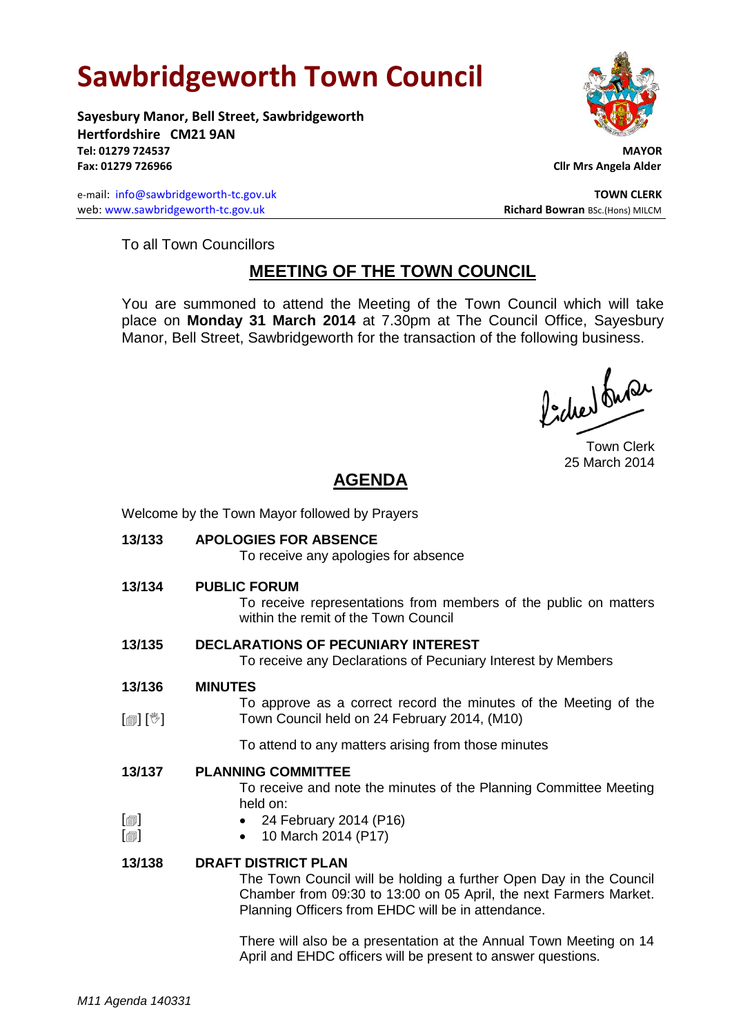# Sawbridgeworth Town Council

**Sayesbury Manor, Bell Street, Sawbridgeworth**
**Hertfordshire CM21 9AN**
**Tel: 01279 724537**
**Fax: 01279 726966**

**MAYOR**
**Cllr Mrs Angela Alder**

e-mail: info@sawbridgeworth-tc.gov.uk
web: www.sawbridgeworth-tc.gov.uk

**TOWN CLERK**
**Richard Bowran** BSc.(Hons) MILCM

To all Town Councillors

## MEETING OF THE TOWN COUNCIL

You are summoned to attend the Meeting of the Town Council which will take place on **Monday 31 March 2014** at 7.30pm at The Council Office, Sayesbury Manor, Bell Street, Sawbridgeworth for the transaction of the following business.

Town Clerk
25 March 2014

## AGENDA

Welcome by the Town Mayor followed by Prayers

**13/133 APOLOGIES FOR ABSENCE**

To receive any apologies for absence

**13/134 PUBLIC FORUM**

To receive representations from members of the public on matters within the remit of the Town Council

**13/135 DECLARATIONS OF PECUNIARY INTEREST**

To receive any Declarations of Pecuniary Interest by Members

**13/136 MINUTES**

[🗐] [✋] To approve as a correct record the minutes of the Meeting of the Town Council held on 24 February 2014, (M10)

To attend to any matters arising from those minutes

**13/137 PLANNING COMMITTEE**

To receive and note the minutes of the Planning Committee Meeting held on:

- [🗐] 24 February 2014 (P16)
- [🗐] 10 March 2014 (P17)

**13/138 DRAFT DISTRICT PLAN**

The Town Council will be holding a further Open Day in the Council Chamber from 09:30 to 13:00 on 05 April, the next Farmers Market. Planning Officers from EHDC will be in attendance.

There will also be a presentation at the Annual Town Meeting on 14 April and EHDC officers will be present to answer questions.

*M11 Agenda 140331*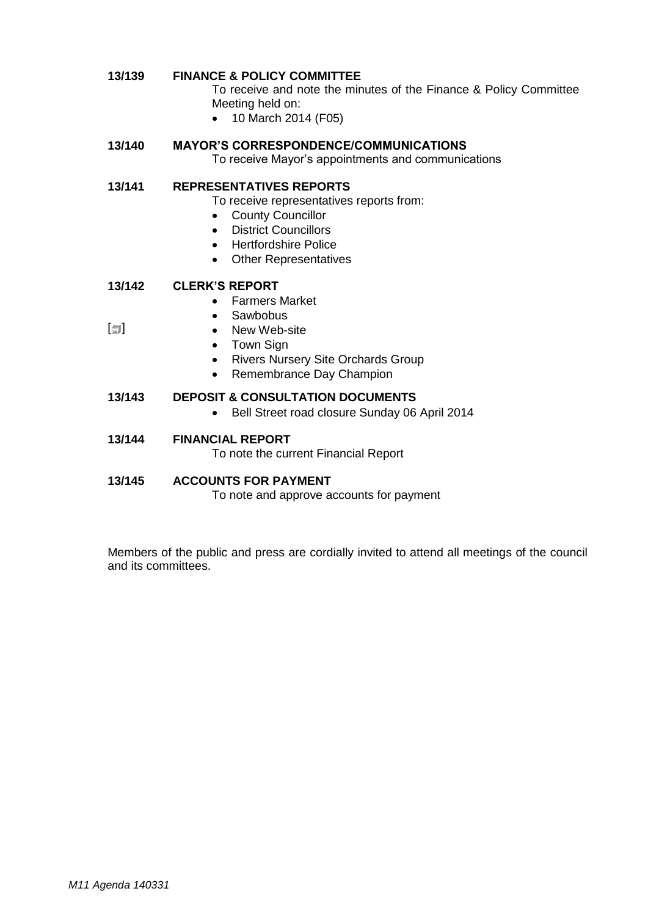**13/139 FINANCE & POLICY COMMITTEE**

To receive and note the minutes of the Finance & Policy Committee Meeting held on:

- 10 March 2014 (F05)

**13/140 MAYOR'S CORRESPONDENCE/COMMUNICATIONS**

To receive Mayor's appointments and communications

**13/141 REPRESENTATIVES REPORTS**

To receive representatives reports from:

- County Councillor
- District Councillors
- Hertfordshire Police
- Other Representatives

**13/142 CLERK'S REPORT**

- Farmers Market
- Sawbobus
- [🗐] New Web-site
- Town Sign
- Rivers Nursery Site Orchards Group
- Remembrance Day Champion

**13/143 DEPOSIT & CONSULTATION DOCUMENTS**

- Bell Street road closure Sunday 06 April 2014

**13/144 FINANCIAL REPORT**

To note the current Financial Report

**13/145 ACCOUNTS FOR PAYMENT**

To note and approve accounts for payment

Members of the public and press are cordially invited to attend all meetings of the council and its committees.

*M11 Agenda 140331*